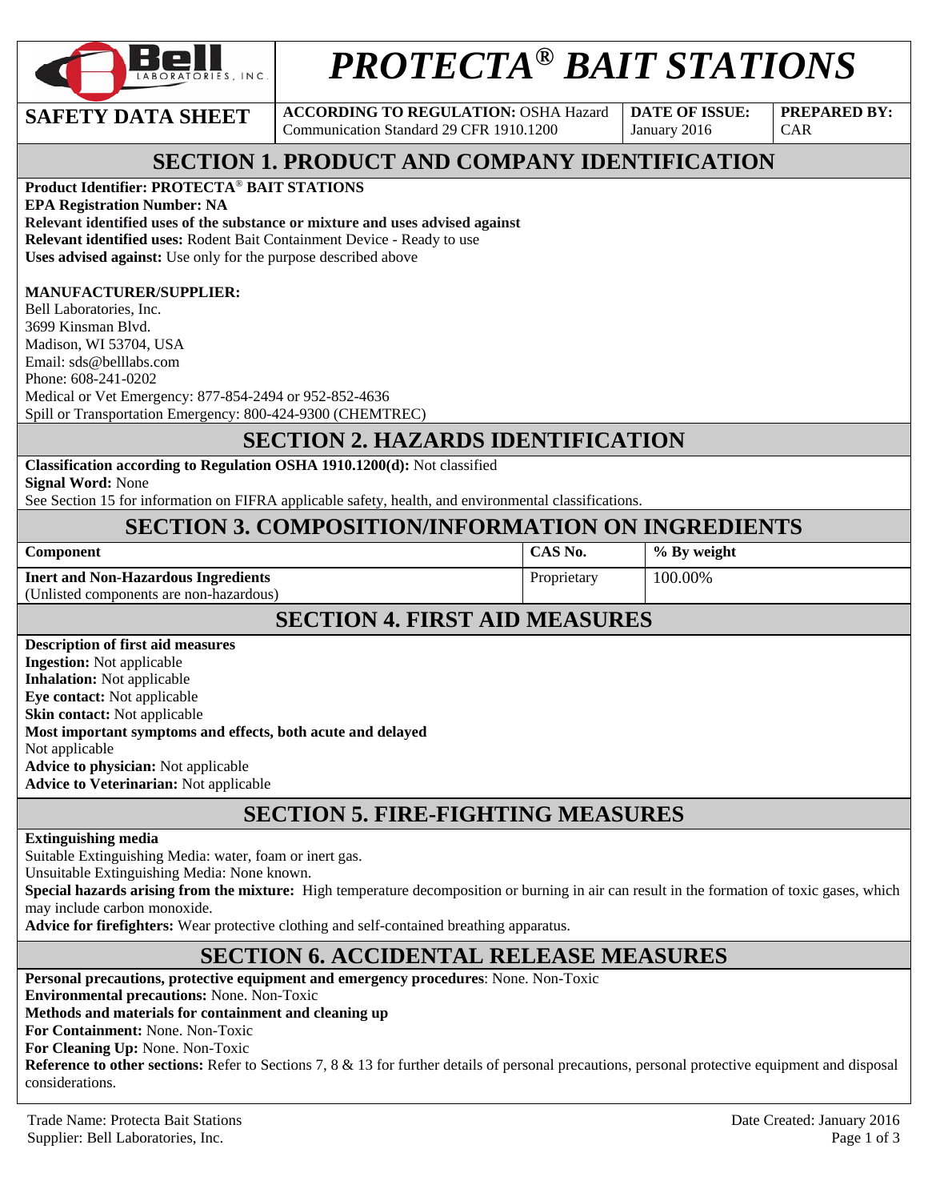# PROTECTA® BAIT STATIONS

| SAFETY DATA SHEET | ACCORDING TO REGULATION: OSHA Hazard Communication Standard 29 CFR 1910.1200 | DATE OF ISSUE: January 2016 | PREPARED BY: CAR |
|---|---|---|---|

## SECTION 1. PRODUCT AND COMPANY IDENTIFICATION

**Product Identifier: PROTECTA® BAIT STATIONS**
**EPA Registration Number: NA**
**Relevant identified uses of the substance or mixture and uses advised against**
**Relevant identified uses:** Rodent Bait Containment Device - Ready to use
**Uses advised against:** Use only for the purpose described above

**MANUFACTURER/SUPPLIER:**
Bell Laboratories, Inc.
3699 Kinsman Blvd.
Madison, WI 53704, USA
Email: sds@belllabs.com
Phone: 608-241-0202
Medical or Vet Emergency: 877-854-2494 or 952-852-4636
Spill or Transportation Emergency: 800-424-9300 (CHEMTREC)

## SECTION 2. HAZARDS IDENTIFICATION

**Classification according to Regulation OSHA 1910.1200(d):** Not classified
**Signal Word:** None
See Section 15 for information on FIFRA applicable safety, health, and environmental classifications.

## SECTION 3. COMPOSITION/INFORMATION ON INGREDIENTS

| Component | CAS No. | % By weight |
|---|---|---|
| **Inert and Non-Hazardous Ingredients** (Unlisted components are non-hazardous) | Proprietary | 100.00% |

## SECTION 4. FIRST AID MEASURES

**Description of first aid measures**
**Ingestion:** Not applicable
**Inhalation:** Not applicable
**Eye contact:** Not applicable
**Skin contact:** Not applicable
**Most important symptoms and effects, both acute and delayed**
Not applicable
**Advice to physician:** Not applicable
**Advice to Veterinarian:** Not applicable

## SECTION 5. FIRE-FIGHTING MEASURES

**Extinguishing media**
Suitable Extinguishing Media: water, foam or inert gas.
Unsuitable Extinguishing Media: None known.
**Special hazards arising from the mixture:** High temperature decomposition or burning in air can result in the formation of toxic gases, which may include carbon monoxide.
**Advice for firefighters:** Wear protective clothing and self-contained breathing apparatus.

## SECTION 6. ACCIDENTAL RELEASE MEASURES

**Personal precautions, protective equipment and emergency procedures**: None. Non-Toxic
**Environmental precautions:** None. Non-Toxic
**Methods and materials for containment and cleaning up**
**For Containment:** None. Non-Toxic
**For Cleaning Up:** None. Non-Toxic
**Reference to other sections:** Refer to Sections 7, 8 & 13 for further details of personal precautions, personal protective equipment and disposal considerations.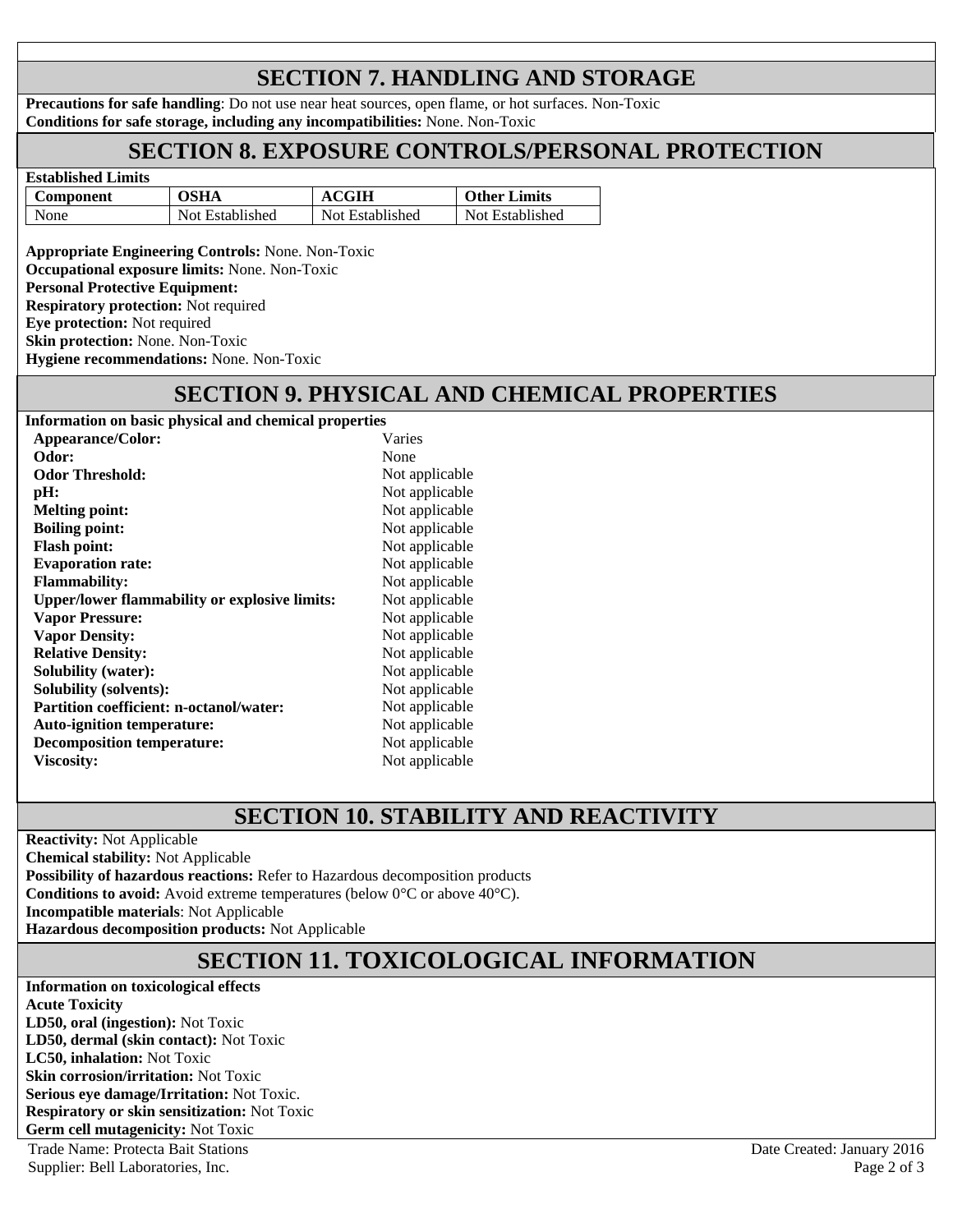## SECTION 7. HANDLING AND STORAGE

**Precautions for safe handling**: Do not use near heat sources, open flame, or hot surfaces. Non-Toxic
**Conditions for safe storage, including any incompatibilities:** None. Non-Toxic

## SECTION 8. EXPOSURE CONTROLS/PERSONAL PROTECTION

**Established Limits**

| Component | OSHA | ACGIH | Other Limits |
|---|---|---|---|
| None | Not Established | Not Established | Not Established |

**Appropriate Engineering Controls:** None. Non-Toxic
**Occupational exposure limits:** None. Non-Toxic
**Personal Protective Equipment:**
**Respiratory protection:** Not required
**Eye protection:** Not required
**Skin protection:** None. Non-Toxic
**Hygiene recommendations:** None. Non-Toxic

## SECTION 9. PHYSICAL AND CHEMICAL PROPERTIES

**Information on basic physical and chemical properties**

| Property | Value |
|---|---|
| **Appearance/Color:** | Varies |
| **Odor:** | None |
| **Odor Threshold:** | Not applicable |
| **pH:** | Not applicable |
| **Melting point:** | Not applicable |
| **Boiling point:** | Not applicable |
| **Flash point:** | Not applicable |
| **Evaporation rate:** | Not applicable |
| **Flammability:** | Not applicable |
| **Upper/lower flammability or explosive limits:** | Not applicable |
| **Vapor Pressure:** | Not applicable |
| **Vapor Density:** | Not applicable |
| **Relative Density:** | Not applicable |
| **Solubility (water):** | Not applicable |
| **Solubility (solvents):** | Not applicable |
| **Partition coefficient: n-octanol/water:** | Not applicable |
| **Auto-ignition temperature:** | Not applicable |
| **Decomposition temperature:** | Not applicable |
| **Viscosity:** | Not applicable |

## SECTION 10. STABILITY AND REACTIVITY

**Reactivity:** Not Applicable
**Chemical stability:** Not Applicable
**Possibility of hazardous reactions:** Refer to Hazardous decomposition products
**Conditions to avoid:** Avoid extreme temperatures (below 0°C or above 40°C).
**Incompatible materials**: Not Applicable
**Hazardous decomposition products:** Not Applicable

## SECTION 11. TOXICOLOGICAL INFORMATION

**Information on toxicological effects**
**Acute Toxicity**
**LD50, oral (ingestion):** Not Toxic
**LD50, dermal (skin contact):** Not Toxic
**LC50, inhalation:** Not Toxic
**Skin corrosion/irritation:** Not Toxic
**Serious eye damage/Irritation:** Not Toxic.
**Respiratory or skin sensitization:** Not Toxic
**Germ cell mutagenicity:** Not Toxic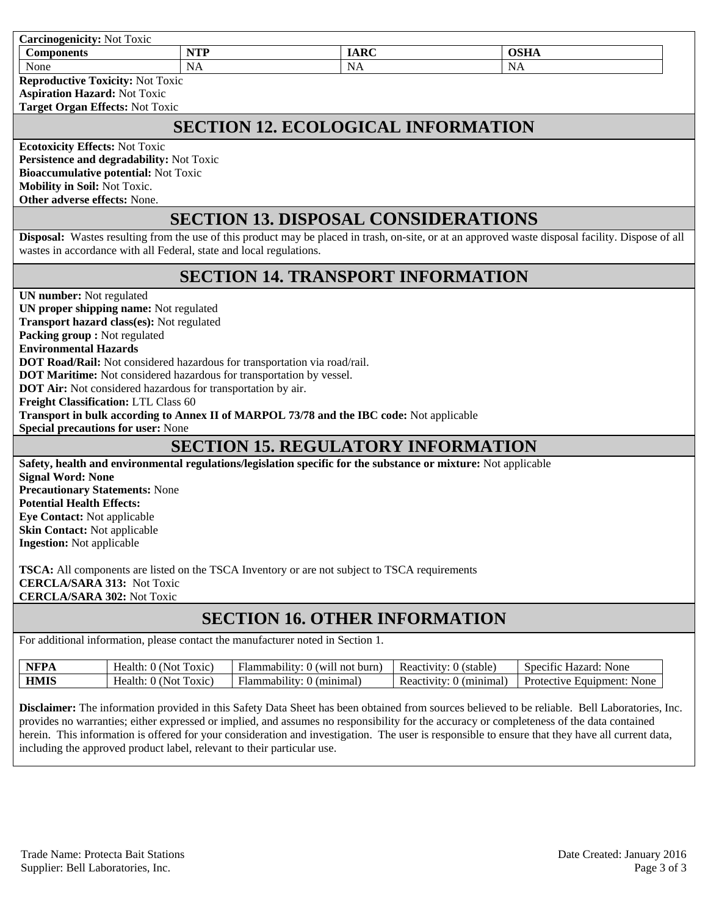**Carcinogenicity:** Not Toxic

| Components | NTP | IARC | OSHA |
| --- | --- | --- | --- |
| None | NA | NA | NA |

**Reproductive Toxicity:** Not Toxic
**Aspiration Hazard:** Not Toxic
**Target Organ Effects:** Not Toxic

## SECTION 12. ECOLOGICAL INFORMATION

**Ecotoxicity Effects:** Not Toxic
**Persistence and degradability:** Not Toxic
**Bioaccumulative potential:** Not Toxic
**Mobility in Soil:** Not Toxic.
**Other adverse effects:** None.

## SECTION 13. DISPOSAL CONSIDERATIONS

**Disposal:** Wastes resulting from the use of this product may be placed in trash, on-site, or at an approved waste disposal facility. Dispose of all wastes in accordance with all Federal, state and local regulations.

## SECTION 14. TRANSPORT INFORMATION

**UN number:** Not regulated
**UN proper shipping name:** Not regulated
**Transport hazard class(es):** Not regulated
**Packing group :** Not regulated
**Environmental Hazards**
**DOT Road/Rail:** Not considered hazardous for transportation via road/rail.
**DOT Maritime:** Not considered hazardous for transportation by vessel.
**DOT Air:** Not considered hazardous for transportation by air.
**Freight Classification:** LTL Class 60
**Transport in bulk according to Annex II of MARPOL 73/78 and the IBC code:** Not applicable
**Special precautions for user:** None

## SECTION 15. REGULATORY INFORMATION

**Safety, health and environmental regulations/legislation specific for the substance or mixture:** Not applicable
**Signal Word: None**
**Precautionary Statements:** None
**Potential Health Effects:**
**Eye Contact:** Not applicable
**Skin Contact:** Not applicable
**Ingestion:** Not applicable

**TSCA:** All components are listed on the TSCA Inventory or are not subject to TSCA requirements
**CERCLA/SARA 313:** Not Toxic
**CERCLA/SARA 302:** Not Toxic

## SECTION 16. OTHER INFORMATION

For additional information, please contact the manufacturer noted in Section 1.

| | | | | |
| --- | --- | --- | --- | --- |
| **NFPA** | Health: 0 (Not Toxic) | Flammability: 0 (will not burn) | Reactivity: 0 (stable) | Specific Hazard: None |
| **HMIS** | Health: 0 (Not Toxic) | Flammability: 0 (minimal) | Reactivity: 0 (minimal) | Protective Equipment: None |

**Disclaimer:** The information provided in this Safety Data Sheet has been obtained from sources believed to be reliable. Bell Laboratories, Inc. provides no warranties; either expressed or implied, and assumes no responsibility for the accuracy or completeness of the data contained herein. This information is offered for your consideration and investigation. The user is responsible to ensure that they have all current data, including the approved product label, relevant to their particular use.